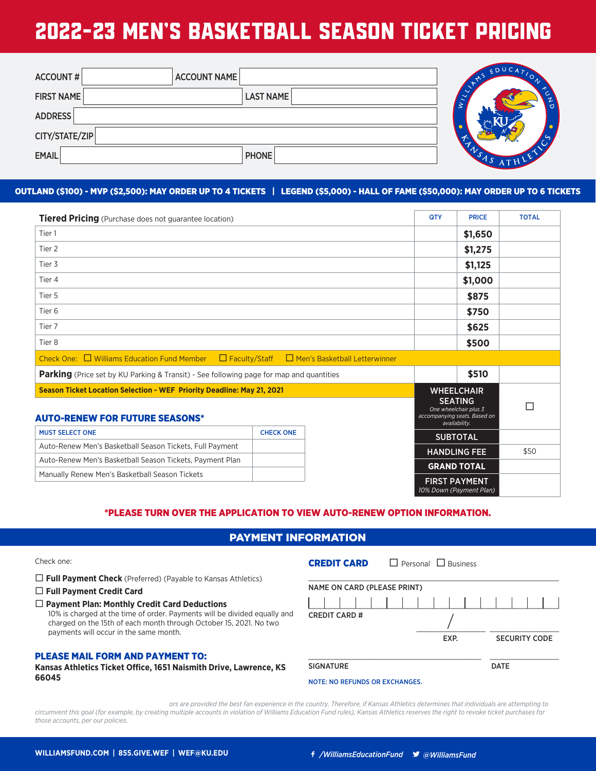# 2022-23 MEN'S BASKETBALL SEASON TICKET PRICING

| ACCOUNT # | | ACCOUNT NAME | |
|---|---|---|---|
| FIRST NAME | | LAST NAME | |
| ADDRESS | | | |
| CITY/STATE/ZIP | | | |
| EMAIL | | PHONE | |

**OUTLAND ($100) - MVP ($2,500): MAY ORDER UP TO 4 TICKETS | LEGEND ($5,000) - HALL OF FAME ($50,000): MAY ORDER UP TO 6 TICKETS**

| **Tiered Pricing** (Purchase does not guarantee location) | QTY | PRICE | TOTAL |
|---|---|---|---|
| Tier 1 | | **$1,650** | |
| Tier 2 | | **$1,275** | |
| Tier 3 | | **$1,125** | |
| Tier 4 | | **$1,000** | |
| Tier 5 | | **$875** | |
| Tier 6 | | **$750** | |
| Tier 7 | | **$625** | |
| Tier 8 | | **$500** | |
| Check One: ☐ Williams Education Fund Member ☐ Faculty/Staff ☐ Men's Basketball Letterwinner | | | |
| **Parking** (Price set by KU Parking & Transit) - See following page for map and quantities | | **$510** | |
| **Season Ticket Location Selection - WEF Priority Deadline: May 21, 2021** | | **WHEELCHAIR SEATING** *One wheelchair plus 3 accompanying seats. Based on availability.* | ☐ |
| | | **SUBTOTAL** | |
| | | **HANDLING FEE** | $50 |
| | | **GRAND TOTAL** | |
| | | **FIRST PAYMENT** *10% Down (Payment Plan)* | |

## AUTO-RENEW FOR FUTURE SEASONS*

| MUST SELECT ONE | CHECK ONE |
|---|---|
| Auto-Renew Men's Basketball Season Tickets, Full Payment | |
| Auto-Renew Men's Basketball Season Tickets, Payment Plan | |
| Manually Renew Men's Basketball Season Tickets | |

***PLEASE TURN OVER THE APPLICATION TO VIEW AUTO-RENEW OPTION INFORMATION.**

## PAYMENT INFORMATION

Check one:

☐ **Full Payment Check** (Preferred) (Payable to Kansas Athletics)

☐ **Full Payment Credit Card**

☐ **Payment Plan: Monthly Credit Card Deductions**
10% is charged at the time of order. Payments will be divided equally and charged on the 15th of each month through October 15, 2021. No two payments will occur in the same month.

**PLEASE MAIL FORM AND PAYMENT TO:**
**Kansas Athletics Ticket Office, 1651 Naismith Drive, Lawrence, KS 66045**

**CREDIT CARD** ☐ Personal ☐ Business

NAME ON CARD (PLEASE PRINT)

CREDIT CARD # &nbsp;&nbsp; / &nbsp;&nbsp; EXP. &nbsp;&nbsp; SECURITY CODE

SIGNATURE &nbsp;&nbsp; DATE

**NOTE: NO REFUNDS OR EXCHANGES.**

*ors are provided the best fan experience in the country. Therefore, if Kansas Athletics determines that individuals are attempting to circumvent this goal (for example, by creating multiple accounts in violation of Williams Education Fund rules), Kansas Athletics reserves the right to revoke ticket purchases for those accounts, per our policies.*

**WILLIAMSFUND.COM | 855.GIVE.WEF | WEF@KU.EDU**

*/WilliamsEducationFund* *@WilliamsFund*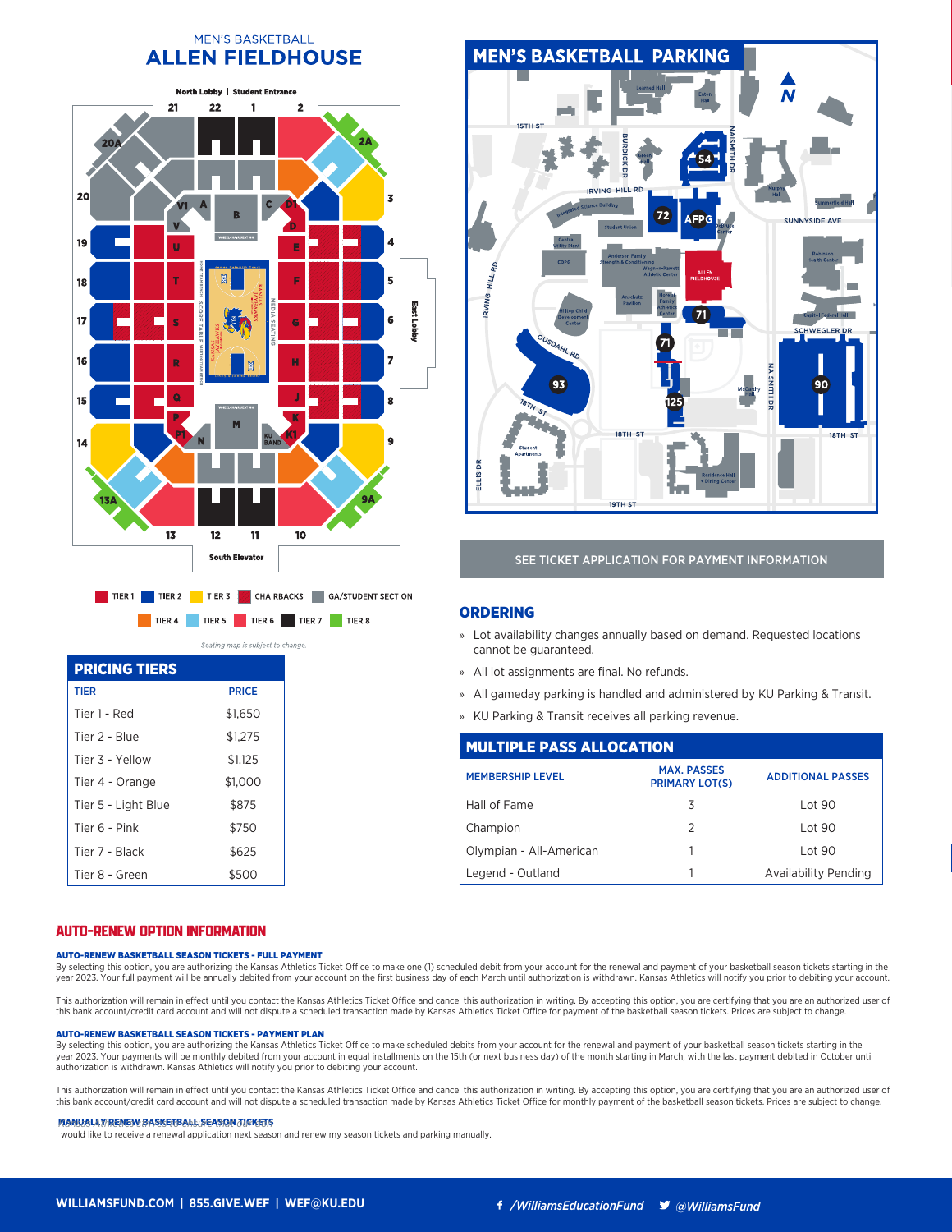MEN'S BASKETBALL

# ALLEN FIELDHOUSE

North Lobby | Student Entrance

East Lobby

South Elevator

TIER 1 TIER 2 TIER 3 CHAIRBACKS GA/STUDENT SECTION
TIER 4 TIER 5 TIER 6 TIER 7 TIER 8

*Seating map is subject to change.*

## PRICING TIERS

| TIER | PRICE |
|---|---|
| Tier 1 - Red | $1,650 |
| Tier 2 - Blue | $1,275 |
| Tier 3 - Yellow | $1,125 |
| Tier 4 - Orange | $1,000 |
| Tier 5 - Light Blue | $875 |
| Tier 6 - Pink | $750 |
| Tier 7 - Black | $625 |
| Tier 8 - Green | $500 |

# MEN'S BASKETBALL PARKING

SEE TICKET APPLICATION FOR PAYMENT INFORMATION

## ORDERING

- Lot availability changes annually based on demand. Requested locations cannot be guaranteed.
- All lot assignments are final. No refunds.
- All gameday parking is handled and administered by KU Parking & Transit.
- KU Parking & Transit receives all parking revenue.

## MULTIPLE PASS ALLOCATION

| MEMBERSHIP LEVEL | MAX. PASSES PRIMARY LOT(S) | ADDITIONAL PASSES |
|---|---|---|
| Hall of Fame | 3 | Lot 90 |
| Champion | 2 | Lot 90 |
| Olympian - All-American | 1 | Lot 90 |
| Legend - Outland | 1 | Availability Pending |

## AUTO-RENEW OPTION INFORMATION

### AUTO-RENEW BASKETBALL SEASON TICKETS - FULL PAYMENT

By selecting this option, you are authorizing the Kansas Athletics Ticket Office to make one (1) scheduled debit from your account for the renewal and payment of your basketball season tickets starting in the year 2023. Your full payment will be annually debited from your account on the first business day of each March until authorization is withdrawn. Kansas Athletics will notify you prior to debiting your account.

This authorization will remain in effect until you contact the Kansas Athletics Ticket Office and cancel this authorization in writing. By accepting this option, you are certifying that you are an authorized user of this bank account/credit card account and will not dispute a scheduled transaction made by Kansas Athletics Ticket Office for payment of the basketball season tickets. Prices are subject to change.

### AUTO-RENEW BASKETBALL SEASON TICKETS - PAYMENT PLAN

By selecting this option, you are authorizing the Kansas Athletics Ticket Office to make scheduled debits from your account for the renewal and payment of your basketball season tickets starting in the year 2023. Your payments will be monthly debited from your account in equal installments on the 15th (or next business day) of the month starting in March, with the last payment debited in October until authorization is withdrawn. Kansas Athletics will notify you prior to debiting your account.

This authorization will remain in effect until you contact the Kansas Athletics Ticket Office and cancel this authorization in writing. By accepting this option, you are certifying that you are an authorized user of this bank account/credit card account and will not dispute a scheduled transaction made by Kansas Athletics Ticket Office for monthly payment of the basketball season tickets. Prices are subject to change.

### MANUALLY RENEW BASKETBALL SEASON TICKETS

I would like to receive a renewal application next season and renew my season tickets and parking manually.

WILLIAMSFUND.COM | 855.GIVE.WEF | WEF@KU.EDU    /WilliamsEducationFund    @WilliamsFund